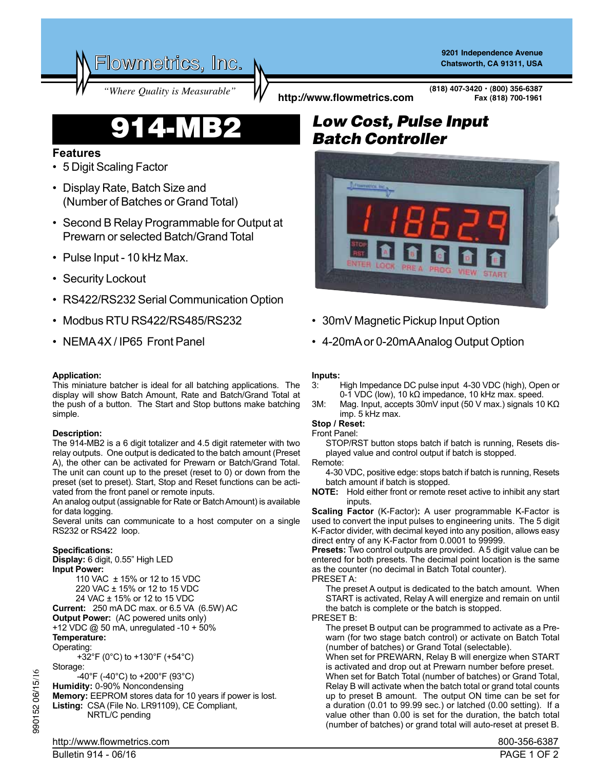Flowmetrics, Inc.

*"Where Quality is Measurable"*

9201 Independence Avenue
Chatsworth, CA 91311, USA

http://www.flowmetrics.com

(818) 407-3420 • (800) 356-6387
Fax (818) 700-1961

# 914-MB2

## *Low Cost, Pulse Input Batch Controller*

### Features

- 5 Digit Scaling Factor
- Display Rate, Batch Size and (Number of Batches or Grand Total)
- Second B Relay Programmable for Output at Prewarn or selected Batch/Grand Total
- Pulse Input - 10 kHz Max.
- Security Lockout
- RS422/RS232 Serial Communication Option
- Modbus RTU RS422/RS485/RS232
- NEMA 4X / IP65 Front Panel
- 30mV Magnetic Pickup Input Option
- 4-20mA or 0-20mA Analog Output Option

**Application:**
This miniature batcher is ideal for all batching applications. The display will show Batch Amount, Rate and Batch/Grand Total at the push of a button. The Start and Stop buttons make batching simple.

**Description:**
The 914-MB2 is a 6 digit totalizer and 4.5 digit ratemeter with two relay outputs. One output is dedicated to the batch amount (Preset A), the other can be activated for Prewarn or Batch/Grand Total. The unit can count up to the preset (reset to 0) or down from the preset (set to preset). Start, Stop and Reset functions can be activated from the front panel or remote inputs.
An analog output (assignable for Rate or Batch Amount) is available for data logging.
Several units can communicate to a host computer on a single RS232 or RS422 loop.

**Specifications:**
**Display:** 6 digit, 0.55" High LED
**Input Power:**
110 VAC ± 15% or 12 to 15 VDC
220 VAC ± 15% or 12 to 15 VDC
24 VAC ± 15% or 12 to 15 VDC
**Current:** 250 mA DC max. or 6.5 VA (6.5W) AC
**Output Power:** (AC powered units only)
+12 VDC @ 50 mA, unregulated -10 + 50%
**Temperature:**
Operating:
+32°F (0°C) to +130°F (+54°C)
Storage:
-40°F (-40°C) to +200°F (93°C)
**Humidity:** 0-90% Noncondensing
**Memory:** EEPROM stores data for 10 years if power is lost.
**Listing:** CSA (File No. LR91109), CE Compliant, NRTL/C pending

**Inputs:**
3: High Impedance DC pulse input 4-30 VDC (high), Open or 0-1 VDC (low), 10 kΩ impedance, 10 kHz max. speed.
3M: Mag. Input, accepts 30mV input (50 V max.) signals 10 KΩ imp. 5 kHz max.

**Stop / Reset:**
Front Panel:
STOP/RST button stops batch if batch is running, Resets displayed value and control output if batch is stopped.
Remote:
4-30 VDC, positive edge: stops batch if batch is running, Resets batch amount if batch is stopped.
**NOTE:** Hold either front or remote reset active to inhibit any start inputs.

**Scaling Factor** (K-Factor)**:** A user programmable K-Factor is used to convert the input pulses to engineering units. The 5 digit K-Factor divider, with decimal keyed into any position, allows easy direct entry of any K-Factor from 0.0001 to 99999.
**Presets:** Two control outputs are provided. A 5 digit value can be entered for both presets. The decimal point location is the same as the counter (no decimal in Batch Total counter).
PRESET A:
The preset A output is dedicated to the batch amount. When START is activated, Relay A will energize and remain on until the batch is complete or the batch is stopped.
PRESET B:
The preset B output can be programmed to activate as a Prewarn (for two stage batch control) or activate on Batch Total (number of batches) or Grand Total (selectable).
When set for PREWARN, Relay B will energize when START is activated and drop out at Prewarn number before preset.
When set for Batch Total (number of batches) or Grand Total, Relay B will activate when the batch total or grand total counts up to preset B amount. The output ON time can be set for a duration (0.01 to 99.99 sec.) or latched (0.00 setting). If a value other than 0.00 is set for the duration, the batch total (number of batches) or grand total will auto-reset at preset B.

990152 06/15/16

http://www.flowmetrics.com
Bulletin 914 - 06/16

800-356-6387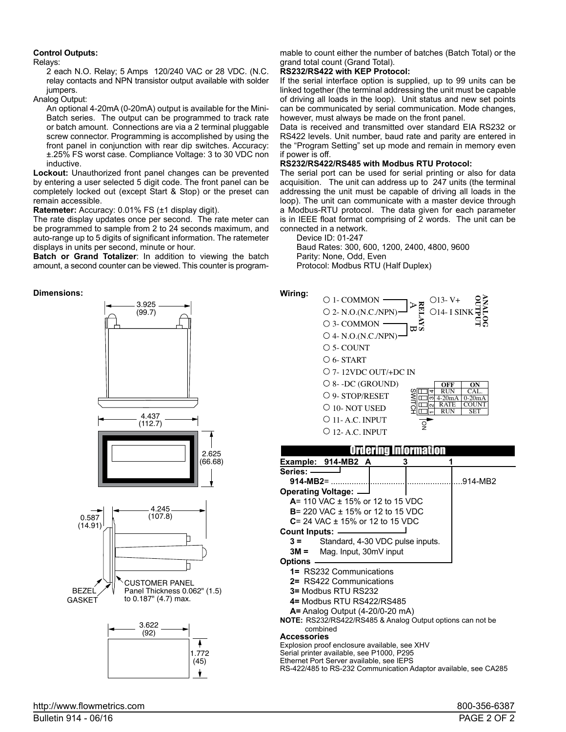**Control Outputs:**

Relays:

2 each N.O. Relay; 5 Amps 120/240 VAC or 28 VDC. (N.C. relay contacts and NPN transistor output available with solder jumpers.

Analog Output:

An optional 4-20mA (0-20mA) output is available for the Mini-Batch series. The output can be programmed to track rate or batch amount. Connections are via a 2 terminal pluggable screw connector. Programming is accomplished by using the front panel in conjunction with rear dip switches. Accuracy: ±.25% FS worst case. Compliance Voltage: 3 to 30 VDC non inductive.

**Lockout:** Unauthorized front panel changes can be prevented by entering a user selected 5 digit code. The front panel can be completely locked out (except Start & Stop) or the preset can remain accessible.

**Ratemeter:** Accuracy: 0.01% FS (±1 display digit).

The rate display updates once per second. The rate meter can be programmed to sample from 2 to 24 seconds maximum, and auto-range up to 5 digits of significant information. The ratemeter displays in units per second, minute or hour.

**Batch or Grand Totalizer**: In addition to viewing the batch amount, a second counter can be viewed. This counter is programmable to count either the number of batches (Batch Total) or the grand total count (Grand Total).

**RS232/RS422 with KEP Protocol:**

If the serial interface option is supplied, up to 99 units can be linked together (the terminal addressing the unit must be capable of driving all loads in the loop). Unit status and new set points can be communicated by serial communication. Mode changes, however, must always be made on the front panel.

Data is received and transmitted over standard EIA RS232 or RS422 levels. Unit number, baud rate and parity are entered in the "Program Setting" set up mode and remain in memory even if power is off.

**RS232/RS422/RS485 with Modbus RTU Protocol:**

The serial port can be used for serial printing or also for data acquisition. The unit can address up to 247 units (the terminal addressing the unit must be capable of driving all loads in the loop). The unit can communicate with a master device through a Modbus-RTU protocol. The data given for each parameter is in IEEE float format comprising of 2 words. The unit can be connected in a network.

Device ID: 01-247
Baud Rates: 300, 600, 1200, 2400, 4800, 9600
Parity: None, Odd, Even
Protocol: Modbus RTU (Half Duplex)

**Dimensions:**

3.925 (99.7)
4.437 (112.7)
2.625 (66.68)
0.587 (14.91)
4.245 (107.8)
BEZEL
GASKET
CUSTOMER PANEL Panel Thickness 0.062" (1.5) to 0.187" (4.7) max.
3.622 (92)
1.772 (45)

**Wiring:**

- 1- COMMON
- 2- N.O.(N.C./NPN)
- 3- COMMON
- 4- N.O.(N.C./NPN)
- 5- COUNT
- 6- START
- 7- 12VDC OUT/+DC IN
- 8- -DC (GROUND)
- 9- STOP/RESET
- 10- NOT USED
- 11- A.C. INPUT
- 12- A.C. INPUT

RELAYS A (1-2), B (3-4)

ANALOG OUTPUT: 13- V+, 14- I SINK

SWITCH

| | OFF | ON |
|---|---|---|
| 4 | RUN | CAL. |
| 3 | 4-20mA | 0-20mA |
| 2 | RATE | COUNT |
| 1 | RUN | SET |

ON

## Ordering Information

**Example: 914-MB2 A 3 1**

**Series:**
**914-MB2**= ....................................................914-MB2

**Operating Voltage:**
**A**= 110 VAC ± 15% or 12 to 15 VDC
**B**= 220 VAC ± 15% or 12 to 15 VDC
**C**= 24 VAC ± 15% or 12 to 15 VDC

**Count Inputs:**
**3 =** Standard, 4-30 VDC pulse inputs.
**3M =** Mag. Input, 30mV input

**Options**
**1=** RS232 Communications
**2=** RS422 Communications
**3=** Modbus RTU RS232
**4=** Modbus RTU RS422/RS485
**A=** Analog Output (4-20/0-20 mA)

**NOTE:** RS232/RS422/RS485 & Analog Output options can not be combined

**Accessories**

Explosion proof enclosure available, see XHV
Serial printer available, see P1000, P295
Ethernet Port Server available, see IEPS
RS-422/485 to RS-232 Communication Adaptor available, see CA285

http://www.flowmetrics.com 800-356-6387
Bulletin 914 - 06/16